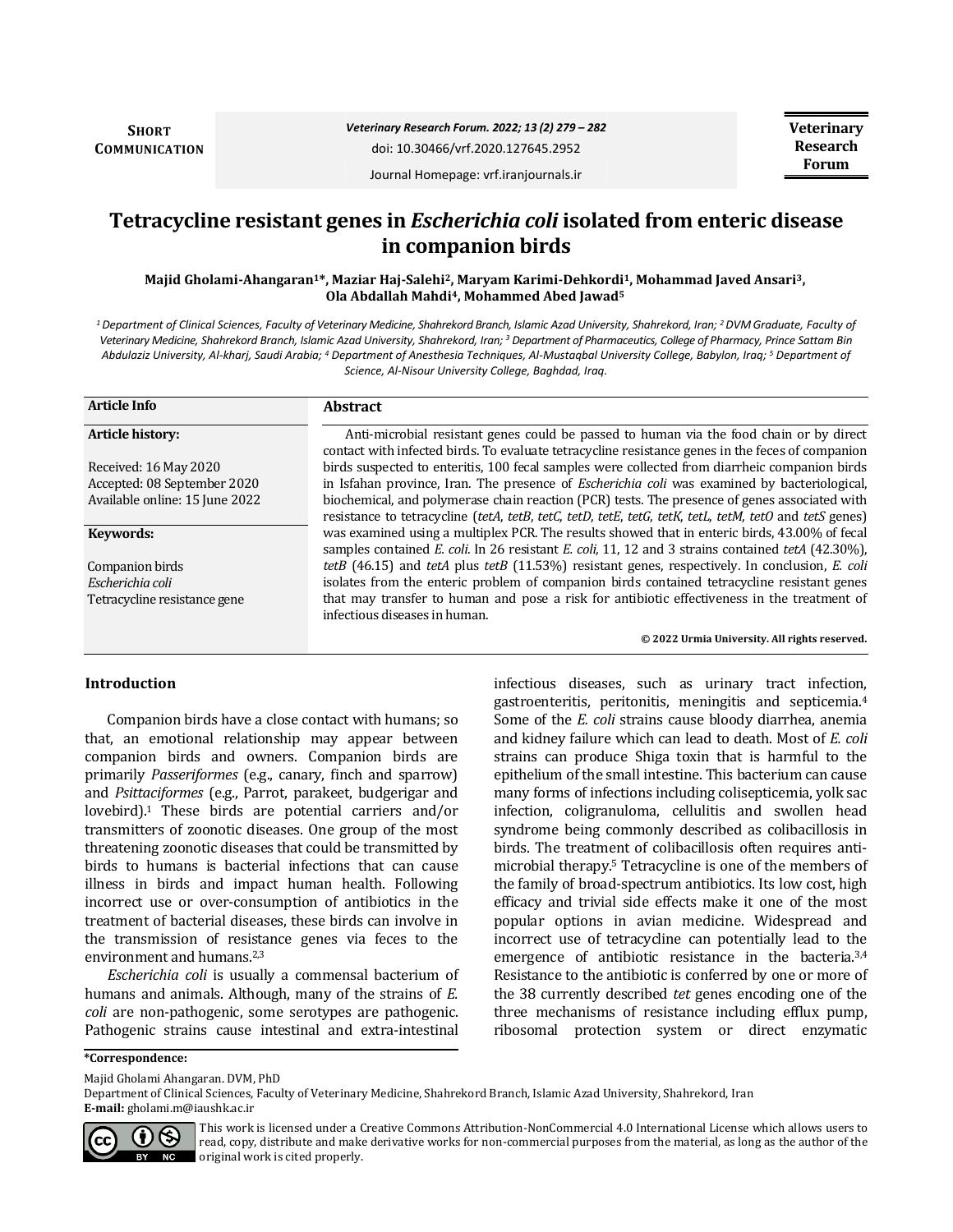SHORT COMMUNICATION

Veterinary Research Forum

# Tetracycline resistant genes in *Escherichia coli* isolated from enteric disease in companion birds

**Majid Gholami-Ahangaran[1]\*, Maziar Haj-Salehi[2], Maryam Karimi-Dehkordi[1], Mohammad Javed Ansari[3], Ola Abdallah Mahdi[4], Mohammed Abed Jawad[5]**

*[1] Department of Clinical Sciences, Faculty of Veterinary Medicine, Shahrekord Branch, Islamic Azad University, Shahrekord, Iran; [2] DVM Graduate, Faculty of Veterinary Medicine, Shahrekord Branch, Islamic Azad University, Shahrekord, Iran; [3] Department of Pharmaceutics, College of Pharmacy, Prince Sattam Bin Abdulaziz University, Al-kharj, Saudi Arabia; [4] Department of Anesthesia Techniques, Al-Mustaqbal University College, Babylon, Iraq; [5] Department of Science, Al-Nisour University College, Baghdad, Iraq.*

**Article Info**

**Article history:**

Received: 16 May 2020
Accepted: 08 September 2020
Available online: 15 June 2022

**Keywords:**

Companion birds
*Escherichia coli*
Tetracycline resistance gene

**Abstract**

Anti-microbial resistant genes could be passed to human via the food chain or by direct contact with infected birds. To evaluate tetracycline resistance genes in the feces of companion birds suspected to enteritis, 100 fecal samples were collected from diarrheic companion birds in Isfahan province, Iran. The presence of *Escherichia coli* was examined by bacteriological, biochemical, and polymerase chain reaction (PCR) tests. The presence of genes associated with resistance to tetracycline (*tetA*, *tetB*, *tetC*, *tetD*, *tetE*, *tetG*, *tetK*, *tetL*, *tetM*, *tetO* and *tetS* genes) was examined using a multiplex PCR. The results showed that in enteric birds, 43.00% of fecal samples contained *E. coli*. In 26 resistant *E. coli*, 11, 12 and 3 strains contained *tetA* (42.30%), *tetB* (46.15) and *tetA* plus *tetB* (11.53%) resistant genes, respectively. In conclusion, *E. coli* isolates from the enteric problem of companion birds contained tetracycline resistant genes that may transfer to human and pose a risk for antibiotic effectiveness in the treatment of infectious diseases in human.

**© 2022 Urmia University. All rights reserved.**

## Introduction

Companion birds have a close contact with humans; so that, an emotional relationship may appear between companion birds and owners. Companion birds are primarily *Passeriformes* (e.g., canary, finch and sparrow) and *Psittaciformes* (e.g., Parrot, parakeet, budgerigar and lovebird).[1] These birds are potential carriers and/or transmitters of zoonotic diseases. One group of the most threatening zoonotic diseases that could be transmitted by birds to humans is bacterial infections that can cause illness in birds and impact human health. Following incorrect use or over-consumption of antibiotics in the treatment of bacterial diseases, these birds can involve in the transmission of resistance genes via feces to the environment and humans.[2,3]

*Escherichia coli* is usually a commensal bacterium of humans and animals. Although, many of the strains of *E. coli* are non-pathogenic, some serotypes are pathogenic. Pathogenic strains cause intestinal and extra-intestinal infectious diseases, such as urinary tract infection, gastroenteritis, peritonitis, meningitis and septicemia.[4] Some of the *E. coli* strains cause bloody diarrhea, anemia and kidney failure which can lead to death. Most of *E. coli* strains can produce Shiga toxin that is harmful to the epithelium of the small intestine. This bacterium can cause many forms of infections including colisepticemia, yolk sac infection, coligranuloma, cellulitis and swollen head syndrome being commonly described as colibacillosis in birds. The treatment of colibacillosis often requires anti-microbial therapy.[5] Tetracycline is one of the members of the family of broad-spectrum antibiotics. Its low cost, high efficacy and trivial side effects make it one of the most popular options in avian medicine. Widespread and incorrect use of tetracycline can potentially lead to the emergence of antibiotic resistance in the bacteria.[3,4] Resistance to the antibiotic is conferred by one or more of the 38 currently described *tet* genes encoding one of the three mechanisms of resistance including efflux pump, ribosomal protection system or direct enzymatic

**\*Correspondence:**

Majid Gholami Ahangaran. DVM, PhD
Department of Clinical Sciences, Faculty of Veterinary Medicine, Shahrekord Branch, Islamic Azad University, Shahrekord, Iran
**E-mail:** gholami.m@iaushk.ac.ir

This work is licensed under a Creative Commons Attribution-NonCommercial 4.0 International License which allows users to read, copy, distribute and make derivative works for non-commercial purposes from the material, as long as the author of the original work is cited properly.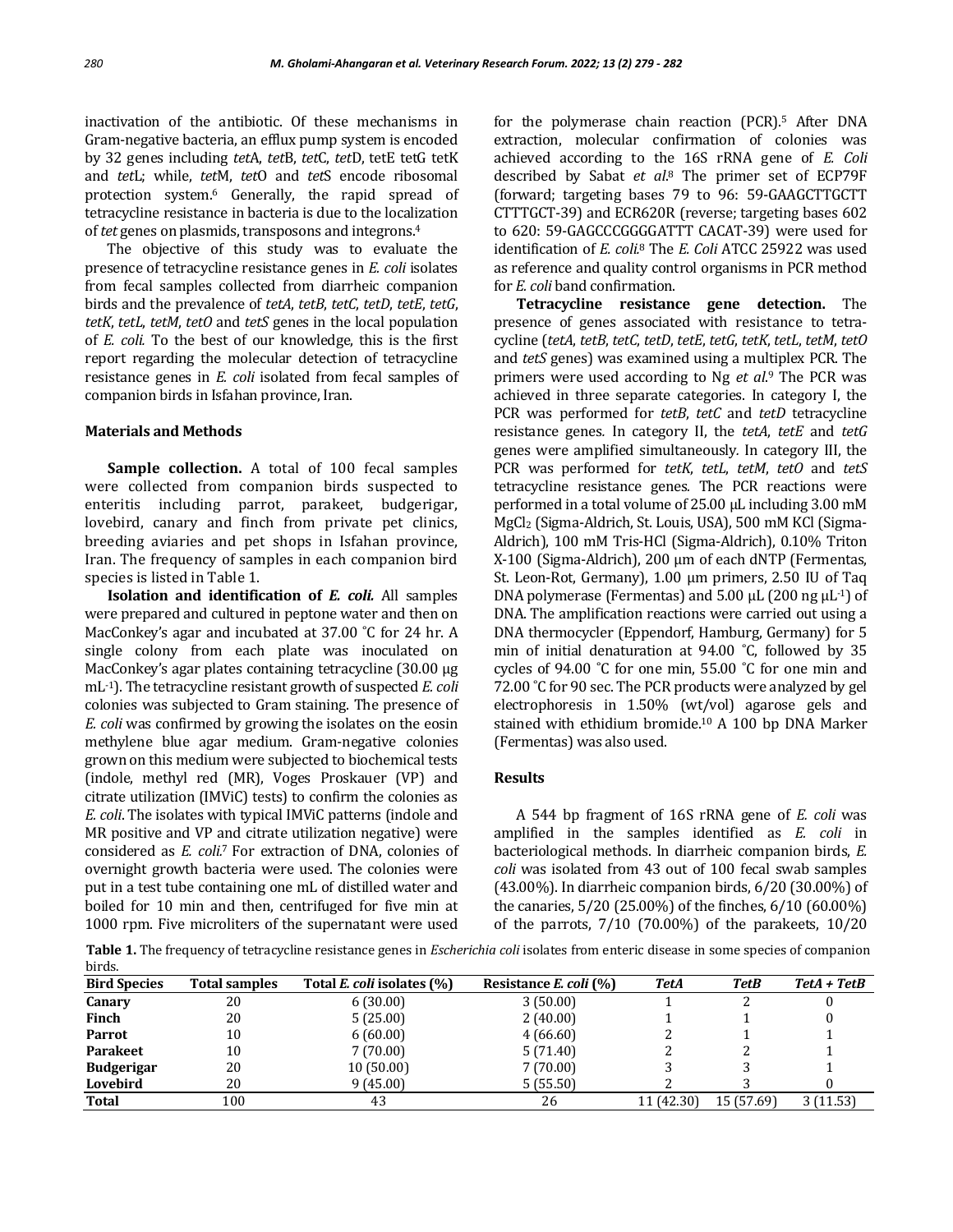inactivation of the antibiotic. Of these mechanisms in Gram-negative bacteria, an efflux pump system is encoded by 32 genes including *tet*A, *tet*B, *tet*C, *tet*D, tetE tetG tetK and *tet*L; while, *tet*M, *tet*O and *tet*S encode ribosomal protection system.[6] Generally, the rapid spread of tetracycline resistance in bacteria is due to the localization of *tet* genes on plasmids, transposons and integrons.[4]

The objective of this study was to evaluate the presence of tetracycline resistance genes in *E. coli* isolates from fecal samples collected from diarrheic companion birds and the prevalence of *tetA*, *tetB*, *tetC*, *tetD*, *tetE*, *tetG*, *tetK*, *tetL*, *tetM*, *tetO* and *tetS* genes in the local population of *E. coli.* To the best of our knowledge, this is the first report regarding the molecular detection of tetracycline resistance genes in *E. coli* isolated from fecal samples of companion birds in Isfahan province, Iran.

## Materials and Methods

**Sample collection.** A total of 100 fecal samples were collected from companion birds suspected to enteritis including parrot, parakeet, budgerigar, lovebird, canary and finch from private pet clinics, breeding aviaries and pet shops in Isfahan province, Iran. The frequency of samples in each companion bird species is listed in Table 1.

**Isolation and identification of *E. coli.*** All samples were prepared and cultured in peptone water and then on MacConkey's agar and incubated at 37.00 ˚C for 24 hr. A single colony from each plate was inoculated on MacConkey's agar plates containing tetracycline (30.00 µg mL$^{-1}$). The tetracycline resistant growth of suspected *E. coli* colonies was subjected to Gram staining. The presence of *E. coli* was confirmed by growing the isolates on the eosin methylene blue agar medium. Gram-negative colonies grown on this medium were subjected to biochemical tests (indole, methyl red (MR), Voges Proskauer (VP) and citrate utilization (IMViC) tests) to confirm the colonies as *E. coli*. The isolates with typical IMViC patterns (indole and MR positive and VP and citrate utilization negative) were considered as *E. coli.*[7] For extraction of DNA, colonies of overnight growth bacteria were used. The colonies were put in a test tube containing one mL of distilled water and boiled for 10 min and then, centrifuged for five min at 1000 rpm. Five microliters of the supernatant were used for the polymerase chain reaction (PCR).[5] After DNA extraction, molecular confirmation of colonies was achieved according to the 16S rRNA gene of *E. Coli* described by Sabat *et al.*[8] The primer set of ECP79F (forward; targeting bases 79 to 96: 59-GAAGCTTGCTT CTTTGCT-39) and ECR620R (reverse; targeting bases 602 to 620: 59-GAGCCCGGGGATTT CACAT-39) were used for identification of *E. coli*.[8] The *E. Coli* ATCC 25922 was used as reference and quality control organisms in PCR method for *E. coli* band confirmation.

**Tetracycline resistance gene detection.** The presence of genes associated with resistance to tetracycline (*tetA*, *tetB*, *tetC*, *tetD*, *tetE*, *tetG*, *tetK*, *tetL*, *tetM*, *tetO* and *tetS* genes) was examined using a multiplex PCR. The primers were used according to Ng *et al.*[9] The PCR was achieved in three separate categories. In category I, the PCR was performed for *tetB*, *tetC* and *tetD* tetracycline resistance genes. In category II, the *tetA*, *tetE* and *tetG* genes were amplified simultaneously. In category III, the PCR was performed for *tetK*, *tetL*, *tetM*, *tetO* and *tetS* tetracycline resistance genes. The PCR reactions were performed in a total volume of 25.00 µL including 3.00 mM $MgCl_2$ (Sigma-Aldrich, St. Louis, USA), 500 mM KCl (Sigma-Aldrich), 100 mM Tris-HCl (Sigma-Aldrich), 0.10% Triton X-100 (Sigma-Aldrich), 200 µm of each dNTP (Fermentas, St. Leon-Rot, Germany), 1.00 µm primers, 2.50 IU of Taq DNA polymerase (Fermentas) and 5.00 µL (200 ng µL$^{-1}$) of DNA. The amplification reactions were carried out using a DNA thermocycler (Eppendorf, Hamburg, Germany) for 5 min of initial denaturation at 94.00 ˚C, followed by 35 cycles of 94.00 ˚C for one min, 55.00 ˚C for one min and 72.00 ˚C for 90 sec. The PCR products were analyzed by gel electrophoresis in 1.50% (wt/vol) agarose gels and stained with ethidium bromide.[10] A 100 bp DNA Marker (Fermentas) was also used.

## Results

A 544 bp fragment of 16S rRNA gene of *E. coli* was amplified in the samples identified as *E. coli* in bacteriological methods. In diarrheic companion birds, *E. coli* was isolated from 43 out of 100 fecal swab samples (43.00%). In diarrheic companion birds, 6/20 (30.00%) of the canaries, 5/20 (25.00%) of the finches, 6/10 (60.00%) of the parrots, 7/10 (70.00%) of the parakeets, 10/20

**Table 1.** The frequency of tetracycline resistance genes in *Escherichia coli* isolates from enteric disease in some species of companion birds.

| Bird Species | Total samples | Total *E. coli* isolates (%) | Resistance *E. coli* (%) | *TetA* | *TetB* | *TetA + TetB* |
|---|---|---|---|---|---|---|
| **Canary** | 20 | 6 (30.00) | 3 (50.00) | 1 | 2 | 0 |
| **Finch** | 20 | 5 (25.00) | 2 (40.00) | 1 | 1 | 0 |
| **Parrot** | 10 | 6 (60.00) | 4 (66.60) | 2 | 1 | 1 |
| **Parakeet** | 10 | 7 (70.00) | 5 (71.40) | 2 | 2 | 1 |
| **Budgerigar** | 20 | 10 (50.00) | 7 (70.00) | 3 | 3 | 1 |
| **Lovebird** | 20 | 9 (45.00) | 5 (55.50) | 2 | 3 | 0 |
| **Total** | 100 | 43 | 26 | 11 (42.30) | 15 (57.69) | 3 (11.53) |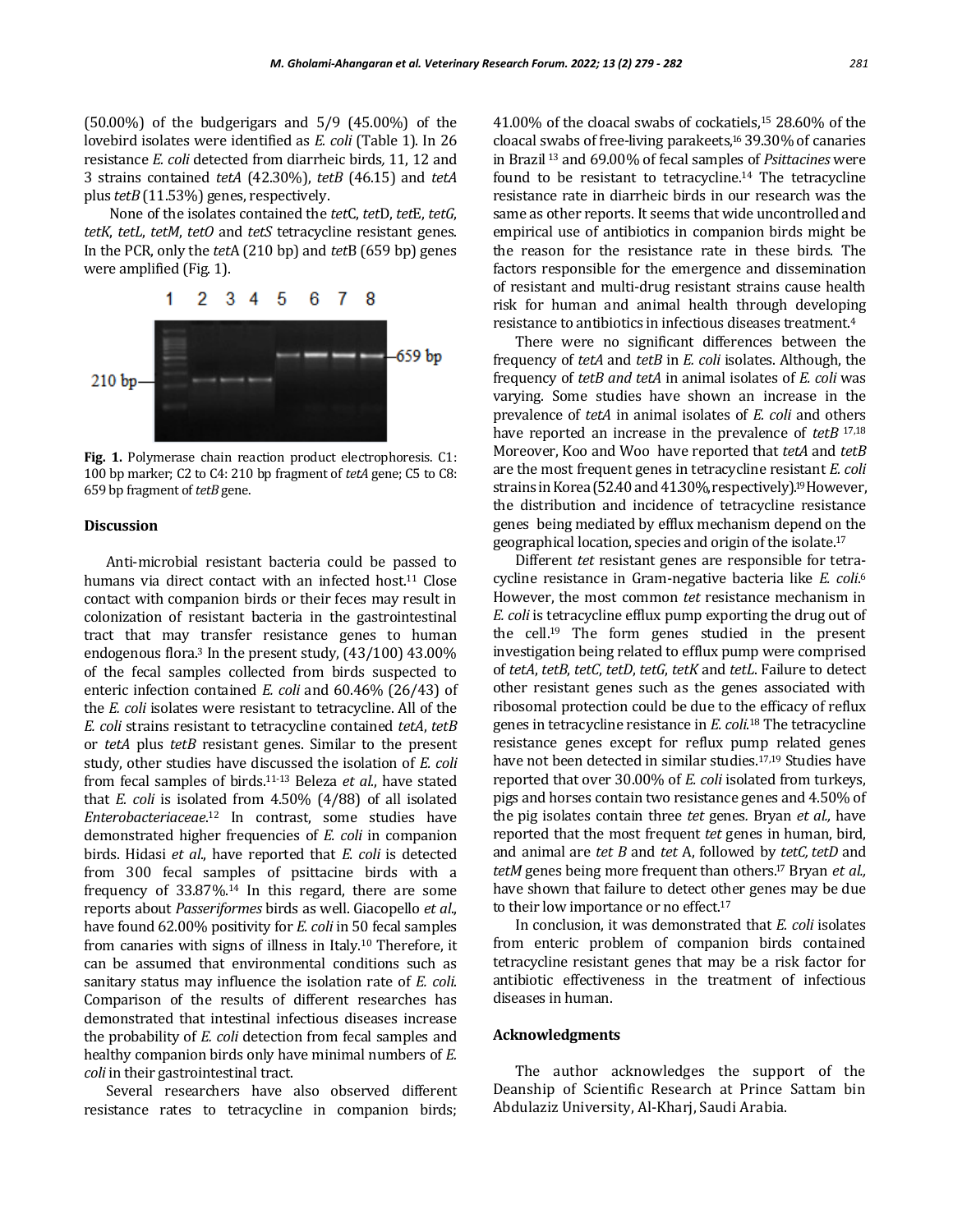(50.00%) of the budgerigars and 5/9 (45.00%) of the lovebird isolates were identified as *E. coli* (Table 1). In 26 resistance *E. coli* detected from diarrheic birds, 11, 12 and 3 strains contained *tetA* (42.30%), *tetB* (46.15) and *tetA* plus *tetB* (11.53%) genes, respectively.

None of the isolates contained the *tet*C, *tet*D, *tet*E, *tetG*, *tetK*, *tetL*, *tetM*, *tetO* and *tetS* tetracycline resistant genes. In the PCR, only the *tet*A (210 bp) and *tet*B (659 bp) genes were amplified (Fig. 1).

**Fig. 1.** Polymerase chain reaction product electrophoresis. C1: 100 bp marker; C2 to C4: 210 bp fragment of *tetA* gene; C5 to C8: 659 bp fragment of *tetB* gene.

## Discussion

Anti-microbial resistant bacteria could be passed to humans via direct contact with an infected host.[11] Close contact with companion birds or their feces may result in colonization of resistant bacteria in the gastrointestinal tract that may transfer resistance genes to human endogenous flora.[3] In the present study, (43/100) 43.00% of the fecal samples collected from birds suspected to enteric infection contained *E. coli* and 60.46% (26/43) of the *E. coli* isolates were resistant to tetracycline. All of the *E. coli* strains resistant to tetracycline contained *tetA*, *tetB* or *tetA* plus *tetB* resistant genes. Similar to the present study, other studies have discussed the isolation of *E. coli* from fecal samples of birds.[11-13] Beleza *et al*., have stated that *E. coli* is isolated from 4.50% (4/88) of all isolated *Enterobacteriaceae*.[12] In contrast, some studies have demonstrated higher frequencies of *E. coli* in companion birds. Hidasi *et al*., have reported that *E. coli* is detected from 300 fecal samples of psittacine birds with a frequency of 33.87%.[14] In this regard, there are some reports about *Passeriformes* birds as well. Giacopello *et al*., have found 62.00% positivity for *E. coli* in 50 fecal samples from canaries with signs of illness in Italy.[10] Therefore, it can be assumed that environmental conditions such as sanitary status may influence the isolation rate of *E. coli*. Comparison of the results of different researches has demonstrated that intestinal infectious diseases increase the probability of *E. coli* detection from fecal samples and healthy companion birds only have minimal numbers of *E. coli* in their gastrointestinal tract.

Several researchers have also observed different resistance rates to tetracycline in companion birds; 41.00% of the cloacal swabs of cockatiels,[15] 28.60% of the cloacal swabs of free-living parakeets,[16] 39.30% of canaries in Brazil [13] and 69.00% of fecal samples of *Psittacines* were found to be resistant to tetracycline.[14] The tetracycline resistance rate in diarrheic birds in our research was the same as other reports. It seems that wide uncontrolled and empirical use of antibiotics in companion birds might be the reason for the resistance rate in these birds. The factors responsible for the emergence and dissemination of resistant and multi-drug resistant strains cause health risk for human and animal health through developing resistance to antibiotics in infectious diseases treatment.[4]

There were no significant differences between the frequency of *tetA* and *tetB* in *E. coli* isolates. Although, the frequency of *tetB and tetA* in animal isolates of *E. coli* was varying. Some studies have shown an increase in the prevalence of *tetA* in animal isolates of *E. coli* and others have reported an increase in the prevalence of *tetB* [17,18] Moreover, Koo and Woo have reported that *tetA* and *tetB* are the most frequent genes in tetracycline resistant *E. coli* strains in Korea (52.40 and 41.30%, respectively).[19] However, the distribution and incidence of tetracycline resistance genes being mediated by efflux mechanism depend on the geographical location, species and origin of the isolate.[17]

Different *tet* resistant genes are responsible for tetracycline resistance in Gram-negative bacteria like *E. coli*.[6] However, the most common *tet* resistance mechanism in *E. coli* is tetracycline efflux pump exporting the drug out of the cell.[19] The form genes studied in the present investigation being related to efflux pump were comprised of *tetA*, *tetB*, *tetC*, *tetD*, *tetG*, *tetK* and *tetL*. Failure to detect other resistant genes such as the genes associated with ribosomal protection could be due to the efficacy of reflux genes in tetracycline resistance in *E. coli*.[18] The tetracycline resistance genes except for reflux pump related genes have not been detected in similar studies.[17,19] Studies have reported that over 30.00% of *E. coli* isolated from turkeys, pigs and horses contain two resistance genes and 4.50% of the pig isolates contain three *tet* genes. Bryan *et al.,* have reported that the most frequent *tet* genes in human, bird, and animal are *tet B* and *tet* A, followed by *tetC, tetD* and *tetM* genes being more frequent than others.[17] Bryan *et al.,* have shown that failure to detect other genes may be due to their low importance or no effect.[17]

In conclusion, it was demonstrated that *E. coli* isolates from enteric problem of companion birds contained tetracycline resistant genes that may be a risk factor for antibiotic effectiveness in the treatment of infectious diseases in human.

## Acknowledgments

The author acknowledges the support of the Deanship of Scientific Research at Prince Sattam bin Abdulaziz University, Al-Kharj, Saudi Arabia.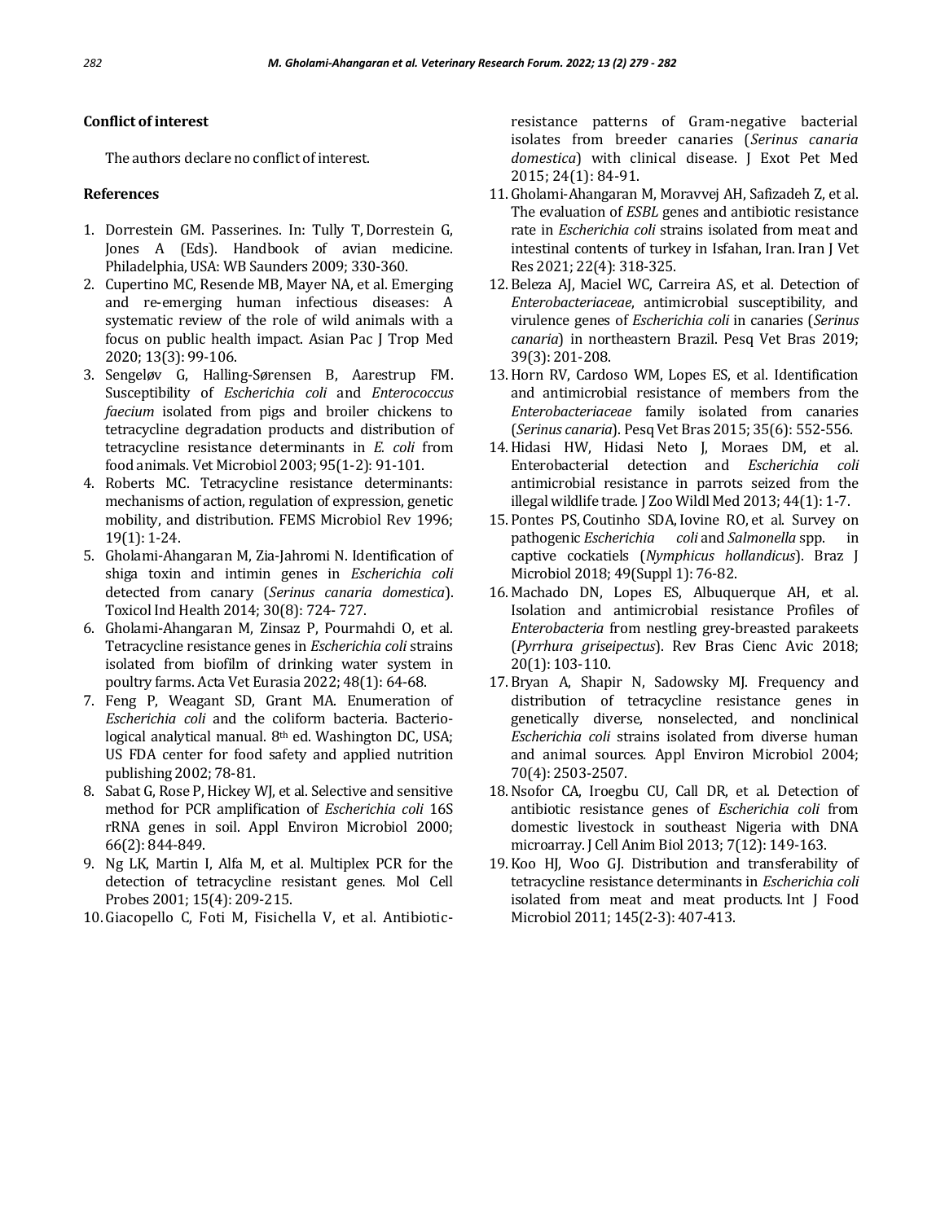## Conflict of interest

The authors declare no conflict of interest.

## References

1. Dorrestein GM. Passerines. In: Tully T, Dorrestein G, Jones A (Eds). Handbook of avian medicine. Philadelphia, USA: WB Saunders 2009; 330-360.
2. Cupertino MC, Resende MB, Mayer NA, et al. Emerging and re-emerging human infectious diseases: A systematic review of the role of wild animals with a focus on public health impact. Asian Pac J Trop Med 2020; 13(3): 99-106.
3. Sengeløv G, Halling-Sørensen B, Aarestrup FM. Susceptibility of *Escherichia coli* and *Enterococcus faecium* isolated from pigs and broiler chickens to tetracycline degradation products and distribution of tetracycline resistance determinants in *E. coli* from food animals. Vet Microbiol 2003; 95(1-2): 91-101.
4. Roberts MC. Tetracycline resistance determinants: mechanisms of action, regulation of expression, genetic mobility, and distribution. FEMS Microbiol Rev 1996; 19(1): 1-24.
5. Gholami-Ahangaran M, Zia-Jahromi N. Identification of shiga toxin and intimin genes in *Escherichia coli* detected from canary (*Serinus canaria domestica*). Toxicol Ind Health 2014; 30(8): 724- 727.
6. Gholami-Ahangaran M, Zinsaz P, Pourmahdi O, et al. Tetracycline resistance genes in *Escherichia coli* strains isolated from biofilm of drinking water system in poultry farms. Acta Vet Eurasia 2022; 48(1): 64-68.
7. Feng P, Weagant SD, Grant MA. Enumeration of *Escherichia coli* and the coliform bacteria. Bacteriological analytical manual. 8th ed. Washington DC, USA; US FDA center for food safety and applied nutrition publishing 2002; 78-81.
8. Sabat G, Rose P, Hickey WJ, et al. Selective and sensitive method for PCR amplification of *Escherichia coli* 16S rRNA genes in soil. Appl Environ Microbiol 2000; 66(2): 844-849.
9. Ng LK, Martin I, Alfa M, et al. Multiplex PCR for the detection of tetracycline resistant genes. Mol Cell Probes 2001; 15(4): 209-215.
10. Giacopello C, Foti M, Fisichella V, et al. Antibiotic-resistance patterns of Gram-negative bacterial isolates from breeder canaries (*Serinus canaria domestica*) with clinical disease. J Exot Pet Med 2015; 24(1): 84-91.
11. Gholami-Ahangaran M, Moravvej AH, Safizadeh Z, et al. The evaluation of *ESBL* genes and antibiotic resistance rate in *Escherichia coli* strains isolated from meat and intestinal contents of turkey in Isfahan, Iran. Iran J Vet Res 2021; 22(4): 318-325.
12. Beleza AJ, Maciel WC, Carreira AS, et al. Detection of *Enterobacteriaceae*, antimicrobial susceptibility, and virulence genes of *Escherichia coli* in canaries (*Serinus canaria*) in northeastern Brazil. Pesq Vet Bras 2019; 39(3): 201-208.
13. Horn RV, Cardoso WM, Lopes ES, et al. Identification and antimicrobial resistance of members from the *Enterobacteriaceae* family isolated from canaries (*Serinus canaria*). Pesq Vet Bras 2015; 35(6): 552-556.
14. Hidasi HW, Hidasi Neto J, Moraes DM, et al. Enterobacterial detection and *Escherichia coli* antimicrobial resistance in parrots seized from the illegal wildlife trade. J Zoo Wildl Med 2013; 44(1): 1-7.
15. Pontes PS, Coutinho SDA, Iovine RO, et al. Survey on pathogenic *Escherichia coli* and *Salmonella* spp. in captive cockatiels (*Nymphicus hollandicus*). Braz J Microbiol 2018; 49(Suppl 1): 76-82.
16. Machado DN, Lopes ES, Albuquerque AH, et al. Isolation and antimicrobial resistance Profiles of *Enterobacteria* from nestling grey-breasted parakeets (*Pyrrhura griseipectus*). Rev Bras Cienc Avic 2018; 20(1): 103-110.
17. Bryan A, Shapir N, Sadowsky MJ. Frequency and distribution of tetracycline resistance genes in genetically diverse, nonselected, and nonclinical *Escherichia coli* strains isolated from diverse human and animal sources. Appl Environ Microbiol 2004; 70(4): 2503-2507.
18. Nsofor CA, Iroegbu CU, Call DR, et al. Detection of antibiotic resistance genes of *Escherichia coli* from domestic livestock in southeast Nigeria with DNA microarray. J Cell Anim Biol 2013; 7(12): 149-163.
19. Koo HJ, Woo GJ. Distribution and transferability of tetracycline resistance determinants in *Escherichia coli* isolated from meat and meat products. Int J Food Microbiol 2011; 145(2-3): 407-413.